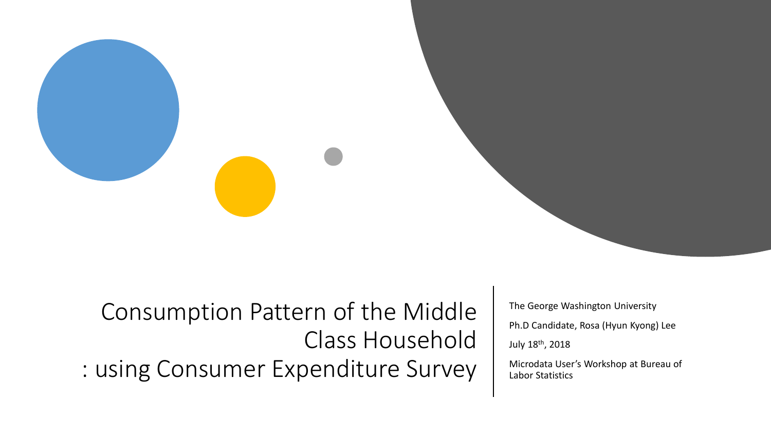# Consumption Pattern of the Middle Class Household : using Consumer Expenditure Survey

The George Washington University

Ph.D Candidate, Rosa (Hyun Kyong) Lee

July 18th, 2018

Microdata User's Workshop at Bureau of Labor Statistics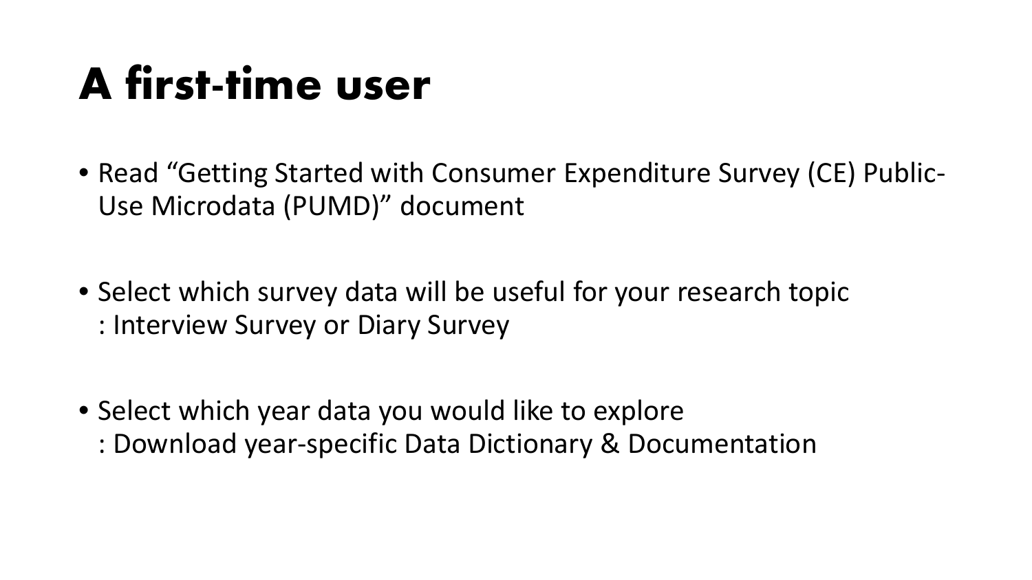# A first-time user

- Read "Getting Started with Consumer Expenditure Survey (CE) Public-Use Microdata (PUMD)" document

- Select which survey data will be useful for your research topic
  : Interview Survey or Diary Survey

- Select which year data you would like to explore
  : Download year-specific Data Dictionary & Documentation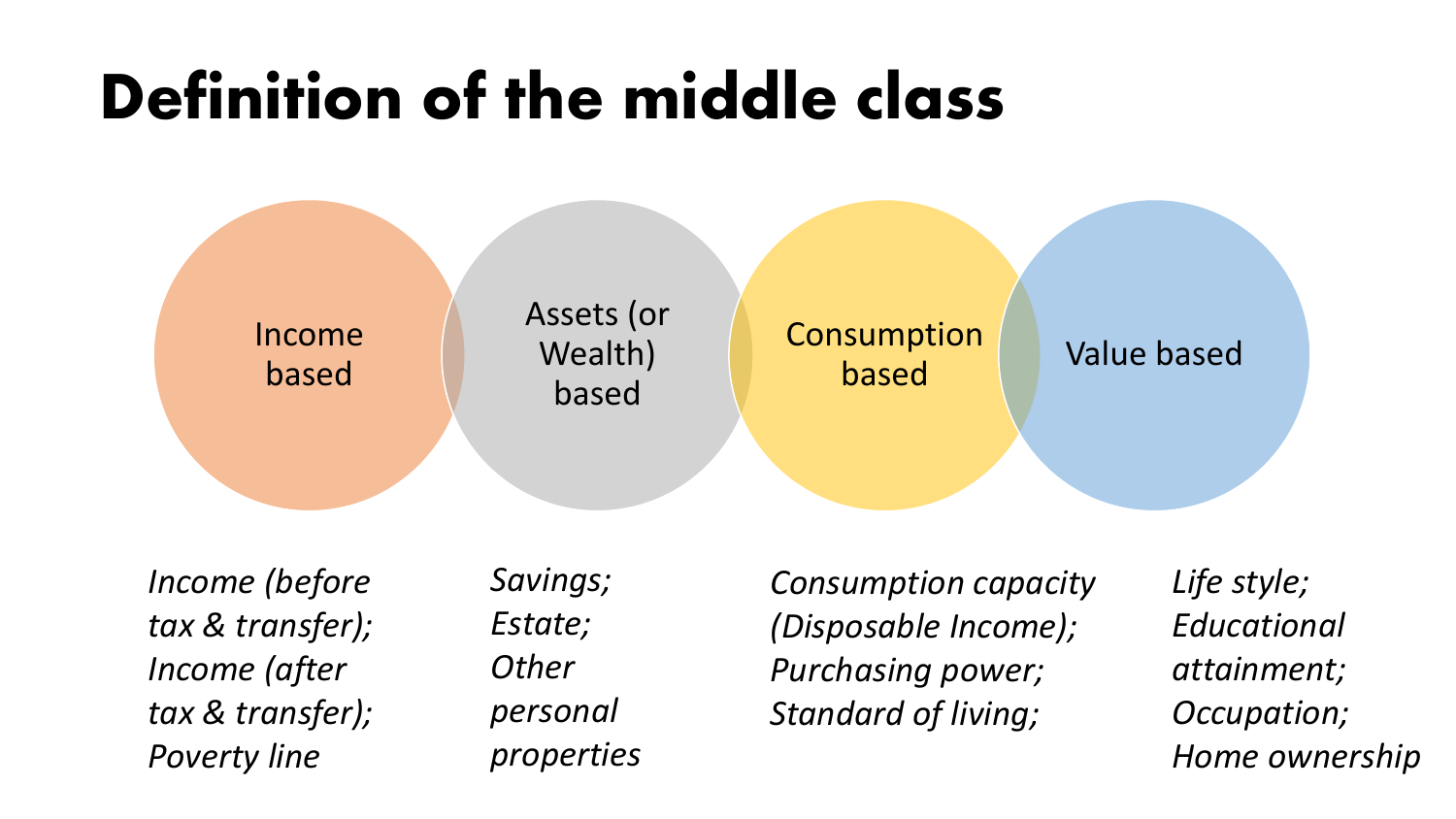# Definition of the middle class

| Income based | Assets (or Wealth) based | Consumption based | Value based |
| --- | --- | --- | --- |
| *Income (before tax & transfer); Income (after tax & transfer); Poverty line* | *Savings; Estate; Other personal properties* | *Consumption capacity (Disposable Income); Purchasing power; Standard of living;* | *Life style; Educational attainment; Occupation; Home ownership* |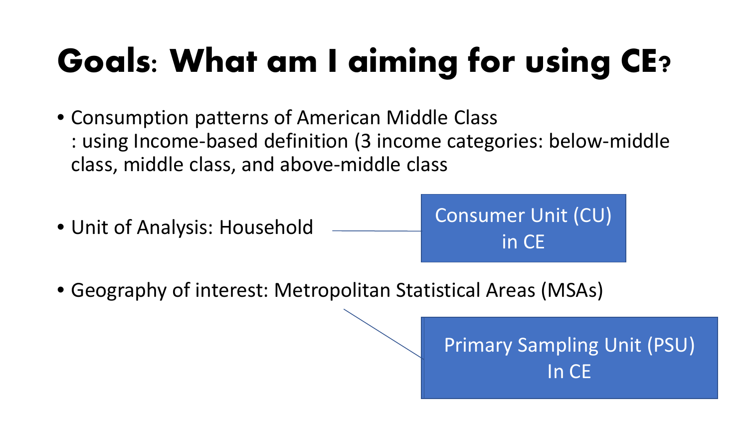# Goals: What am I aiming for using CE?

- Consumption patterns of American Middle Class
  : using Income-based definition (3 income categories: below-middle class, middle class, and above-middle class

- Unit of Analysis: Household

  Consumer Unit (CU) in CE

- Geography of interest: Metropolitan Statistical Areas (MSAs)

  Primary Sampling Unit (PSU) In CE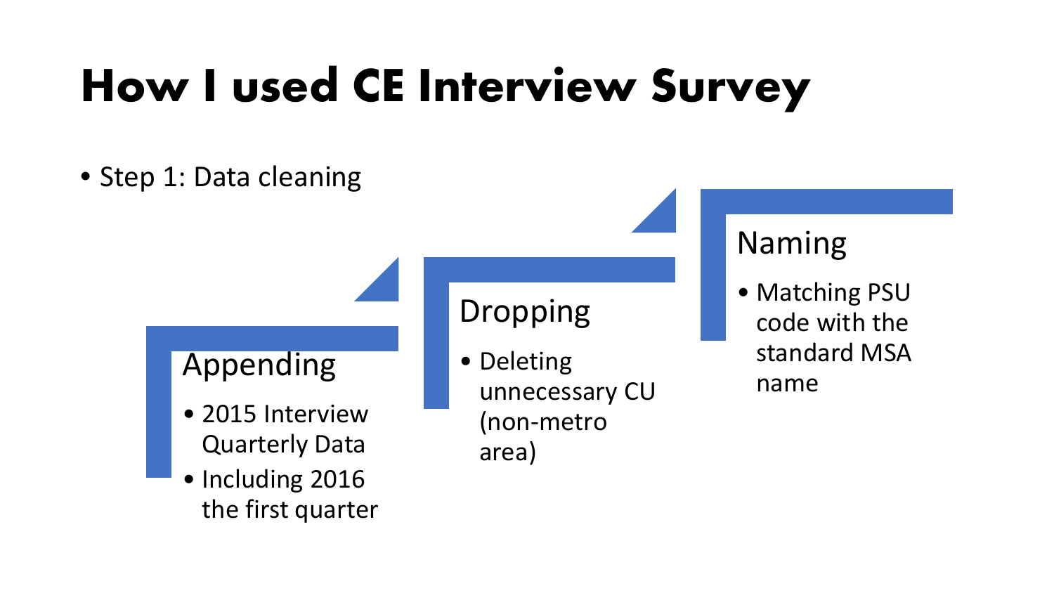# How I used CE Interview Survey

- Step 1: Data cleaning

### Appending

- 2015 Interview Quarterly Data
- Including 2016 the first quarter

### Dropping

- Deleting unnecessary CU (non-metro area)

### Naming

- Matching PSU code with the standard MSA name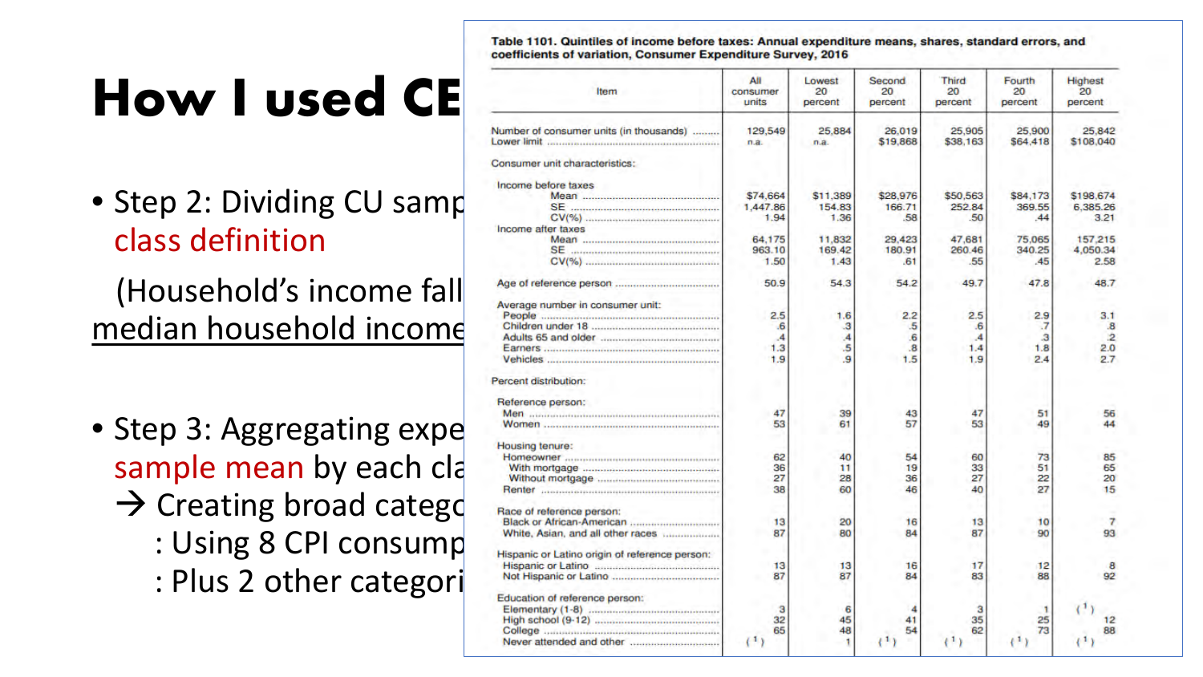# How I used CE

- Step 2: Dividing CU samp class definition

  (Household's income fall median household income

- Step 3: Aggregating expe sample mean by each cla
  → Creating broad categ
    : Using 8 CPI consump
    : Plus 2 other categori

**Table 1101. Quintiles of income before taxes: Annual expenditure means, shares, standard errors, and coefficients of variation, Consumer Expenditure Survey, 2016**

| Item | All consumer units | Lowest 20 percent | Second 20 percent | Third 20 percent | Fourth 20 percent | Highest 20 percent |
|---|---|---|---|---|---|---|
| Number of consumer units (in thousands) | 129,549 | 25,884 | 26,019 | 25,905 | 25,900 | 25,842 |
| Lower limit | n.a. | n.a. | $19,868 | $38,163 | $64,418 | $108,040 |
| Consumer unit characteristics: | | | | | | |
| Income before taxes | | | | | | |
| Mean | $74,664 | $11,389 | $28,976 | $50,563 | $84,173 | $198,674 |
| SE | 1,447.86 | 154.83 | 166.71 | 252.84 | 369.55 | 6,385.26 |
| CV(%) | 1.94 | 1.36 | .58 | .50 | .44 | 3.21 |
| Income after taxes | | | | | | |
| Mean | 64,175 | 11,832 | 29,423 | 47,681 | 75,065 | 157,215 |
| SE | 963.10 | 169.42 | 180.91 | 260.46 | 340.25 | 4,050.34 |
| CV(%) | 1.50 | 1.43 | .61 | .55 | .45 | 2.58 |
| Age of reference person | 50.9 | 54.3 | 54.2 | 49.7 | 47.8 | 48.7 |
| Average number in consumer unit: | | | | | | |
| People | 2.5 | 1.6 | 2.2 | 2.5 | 2.9 | 3.1 |
| Children under 18 | .6 | .3 | .5 | .6 | .7 | .8 |
| Adults 65 and older | .4 | .4 | .6 | .4 | .3 | .2 |
| Earners | 1.3 | .5 | .8 | 1.4 | 1.8 | 2.0 |
| Vehicles | 1.9 | .9 | 1.5 | 1.9 | 2.4 | 2.7 |
| Percent distribution: | | | | | | |
| Reference person: | | | | | | |
| Men | 47 | 39 | 43 | 47 | 51 | 56 |
| Women | 53 | 61 | 57 | 53 | 49 | 44 |
| Housing tenure: | | | | | | |
| Homeowner | 62 | 40 | 54 | 60 | 73 | 85 |
| With mortgage | 36 | 11 | 19 | 33 | 51 | 65 |
| Without mortgage | 27 | 28 | 36 | 27 | 22 | 20 |
| Renter | 38 | 60 | 46 | 40 | 27 | 15 |
| Race of reference person: | | | | | | |
| Black or African-American | 13 | 20 | 16 | 13 | 10 | 7 |
| White, Asian, and all other races | 87 | 80 | 84 | 87 | 90 | 93 |
| Hispanic or Latino origin of reference person: | | | | | | |
| Hispanic or Latino | 13 | 13 | 16 | 17 | 12 | 8 |
| Not Hispanic or Latino | 87 | 87 | 84 | 83 | 88 | 92 |
| Education of reference person: | | | | | | |
| Elementary (1-8) | 3 | 6 | 4 | 3 | 1 | (1) |
| High school (9-12) | 32 | 45 | 41 | 35 | 25 | 12 |
| College | 65 | 48 | 54 | 62 | 73 | 88 |
| Never attended and other | (1) | 1 | (1) | (1) | (1) | (1) |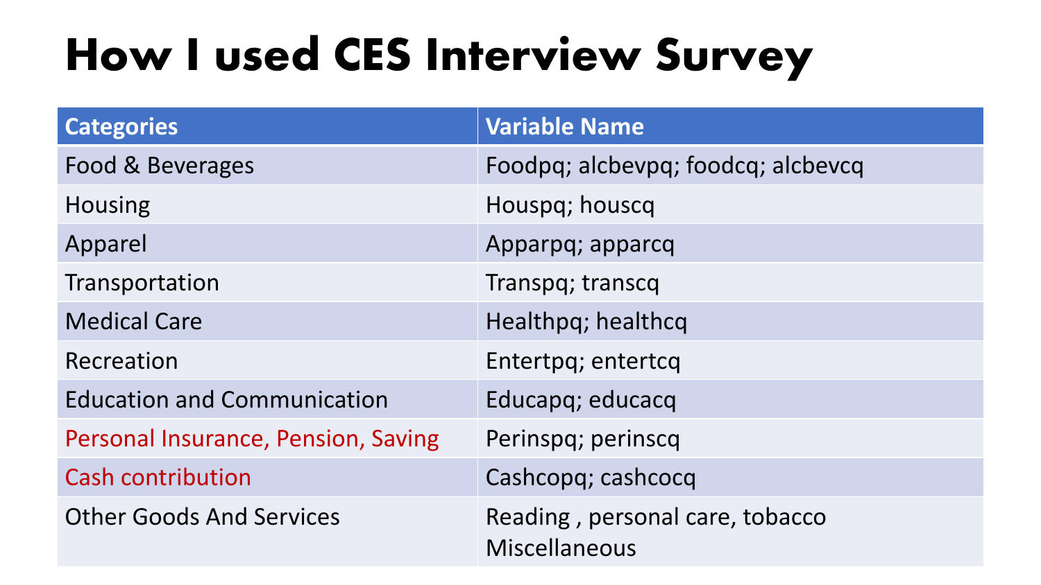# How I used CES Interview Survey

| Categories | Variable Name |
| --- | --- |
| Food & Beverages | Foodpq; alcbevpq; foodcq; alcbevcq |
| Housing | Houspq; houscq |
| Apparel | Apparpq; apparcq |
| Transportation | Transpq; transcq |
| Medical Care | Healthpq; healthcq |
| Recreation | Entertpq; entertcq |
| Education and Communication | Educapq; educacq |
| Personal Insurance, Pension, Saving | Perinspq; perinscq |
| Cash contribution | Cashcopq; cashcocq |
| Other Goods And Services | Reading , personal care, tobacco Miscellaneous |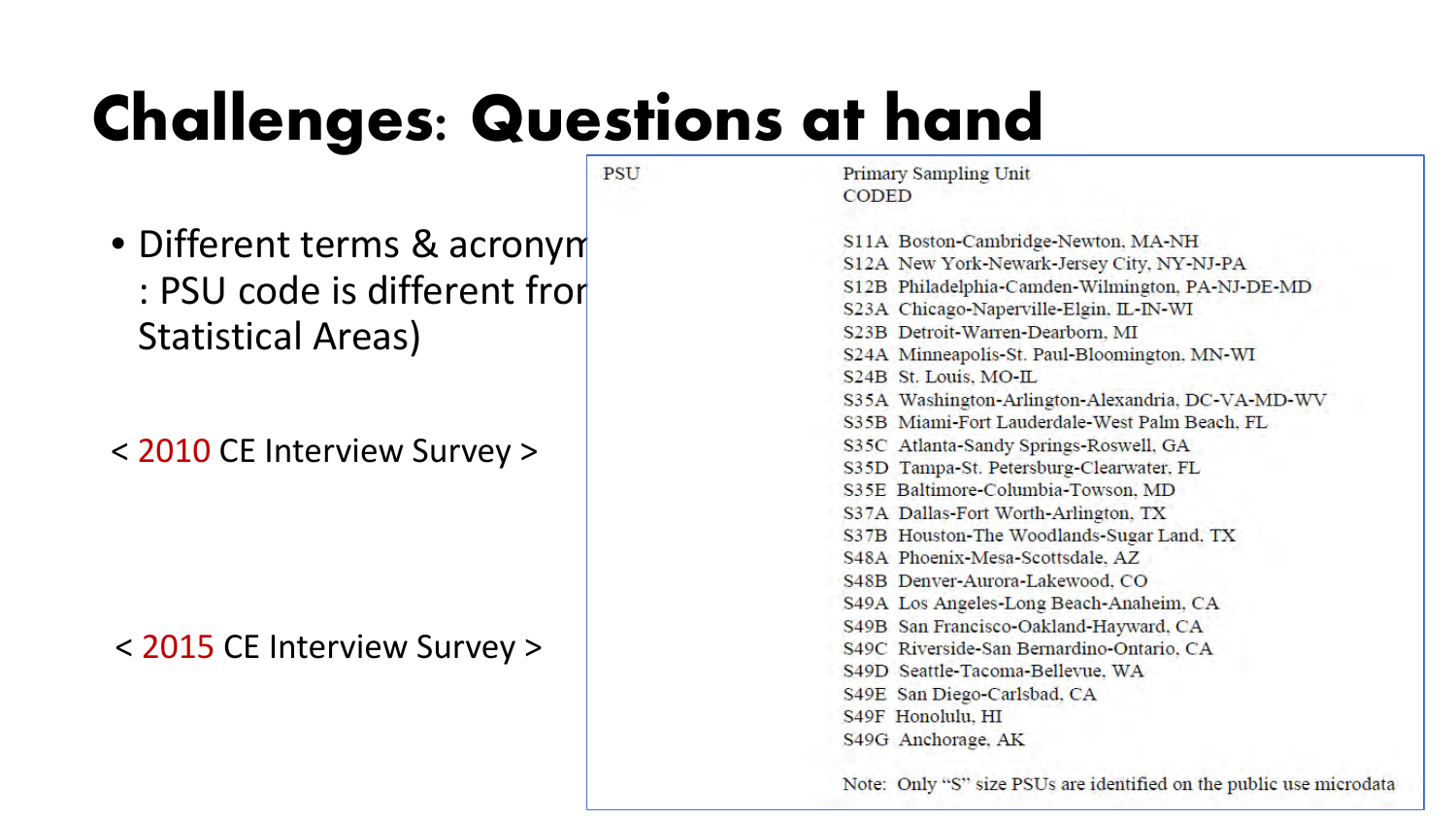# Challenges: Questions at hand

- Different terms & acronym
  : PSU code is different fror
  Statistical Areas)

< 2010 CE Interview Survey >

< 2015 CE Interview Survey >

| PSU | Primary Sampling Unit CODED |
|---|---|
| | S11A Boston-Cambridge-Newton, MA-NH |
| | S12A New York-Newark-Jersey City, NY-NJ-PA |
| | S12B Philadelphia-Camden-Wilmington, PA-NJ-DE-MD |
| | S23A Chicago-Naperville-Elgin, IL-IN-WI |
| | S23B Detroit-Warren-Dearborn, MI |
| | S24A Minneapolis-St. Paul-Bloomington, MN-WI |
| | S24B St. Louis, MO-IL |
| | S35A Washington-Arlington-Alexandria, DC-VA-MD-WV |
| | S35B Miami-Fort Lauderdale-West Palm Beach, FL |
| | S35C Atlanta-Sandy Springs-Roswell, GA |
| | S35D Tampa-St. Petersburg-Clearwater, FL |
| | S35E Baltimore-Columbia-Towson, MD |
| | S37A Dallas-Fort Worth-Arlington, TX |
| | S37B Houston-The Woodlands-Sugar Land, TX |
| | S48A Phoenix-Mesa-Scottsdale, AZ |
| | S48B Denver-Aurora-Lakewood, CO |
| | S49A Los Angeles-Long Beach-Anaheim, CA |
| | S49B San Francisco-Oakland-Hayward, CA |
| | S49C Riverside-San Bernardino-Ontario, CA |
| | S49D Seattle-Tacoma-Bellevue, WA |
| | S49E San Diego-Carlsbad, CA |
| | S49F Honolulu, HI |
| | S49G Anchorage, AK |
| | Note: Only "S" size PSUs are identified on the public use microdata |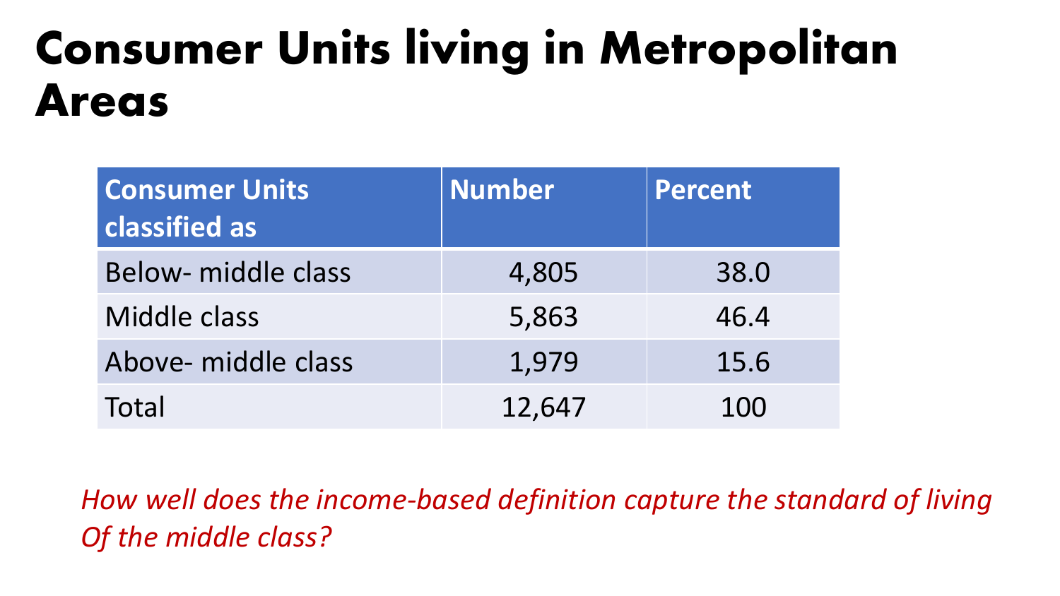# Consumer Units living in Metropolitan Areas

| Consumer Units classified as | Number | Percent |
| --- | --- | --- |
| Below- middle class | 4,805 | 38.0 |
| Middle class | 5,863 | 46.4 |
| Above- middle class | 1,979 | 15.6 |
| Total | 12,647 | 100 |

*How well does the income-based definition capture the standard of living Of the middle class?*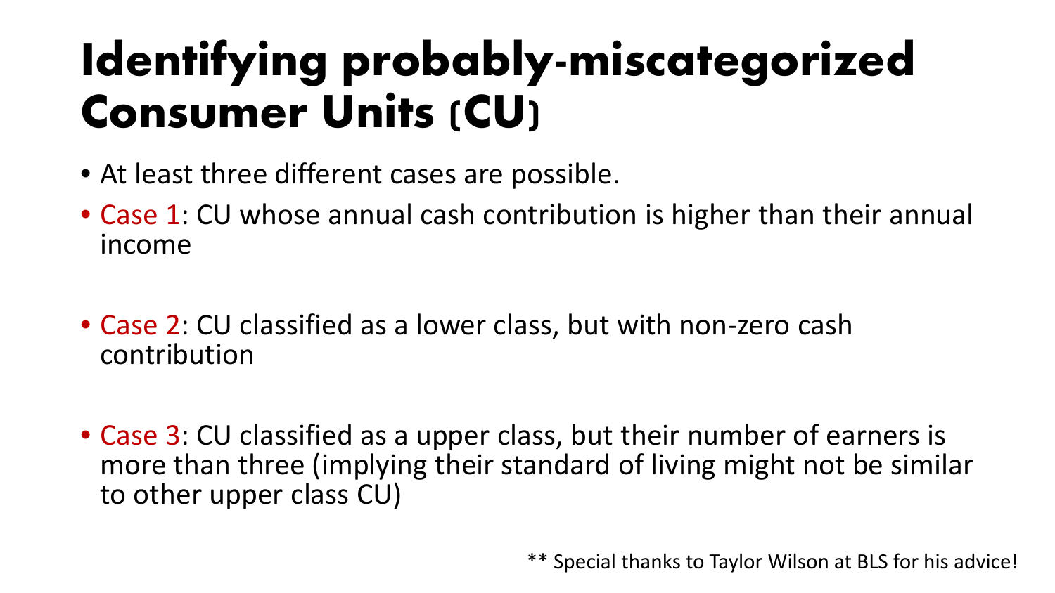# Identifying probably-miscategorized Consumer Units (CU)

- At least three different cases are possible.
- Case 1: CU whose annual cash contribution is higher than their annual income
- Case 2: CU classified as a lower class, but with non-zero cash contribution
- Case 3: CU classified as a upper class, but their number of earners is more than three (implying their standard of living might not be similar to other upper class CU)

** Special thanks to Taylor Wilson at BLS for his advice!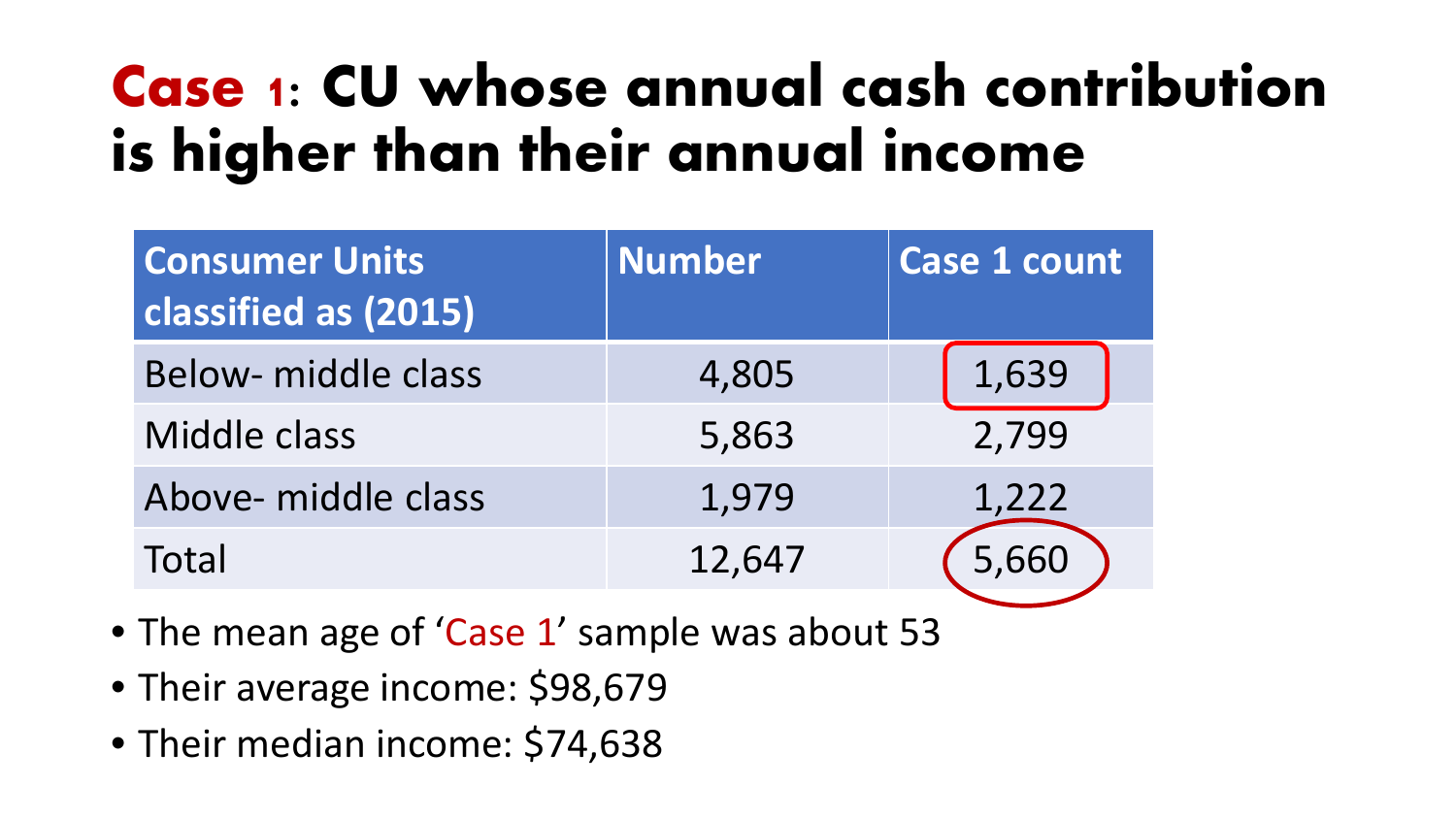# Case 1: CU whose annual cash contribution is higher than their annual income

| Consumer Units classified as (2015) | Number | Case 1 count |
|---|---|---|
| Below- middle class | 4,805 | 1,639 |
| Middle class | 5,863 | 2,799 |
| Above- middle class | 1,979 | 1,222 |
| Total | 12,647 | 5,660 |

- The mean age of 'Case 1' sample was about 53
- Their average income: $98,679
- Their median income: $74,638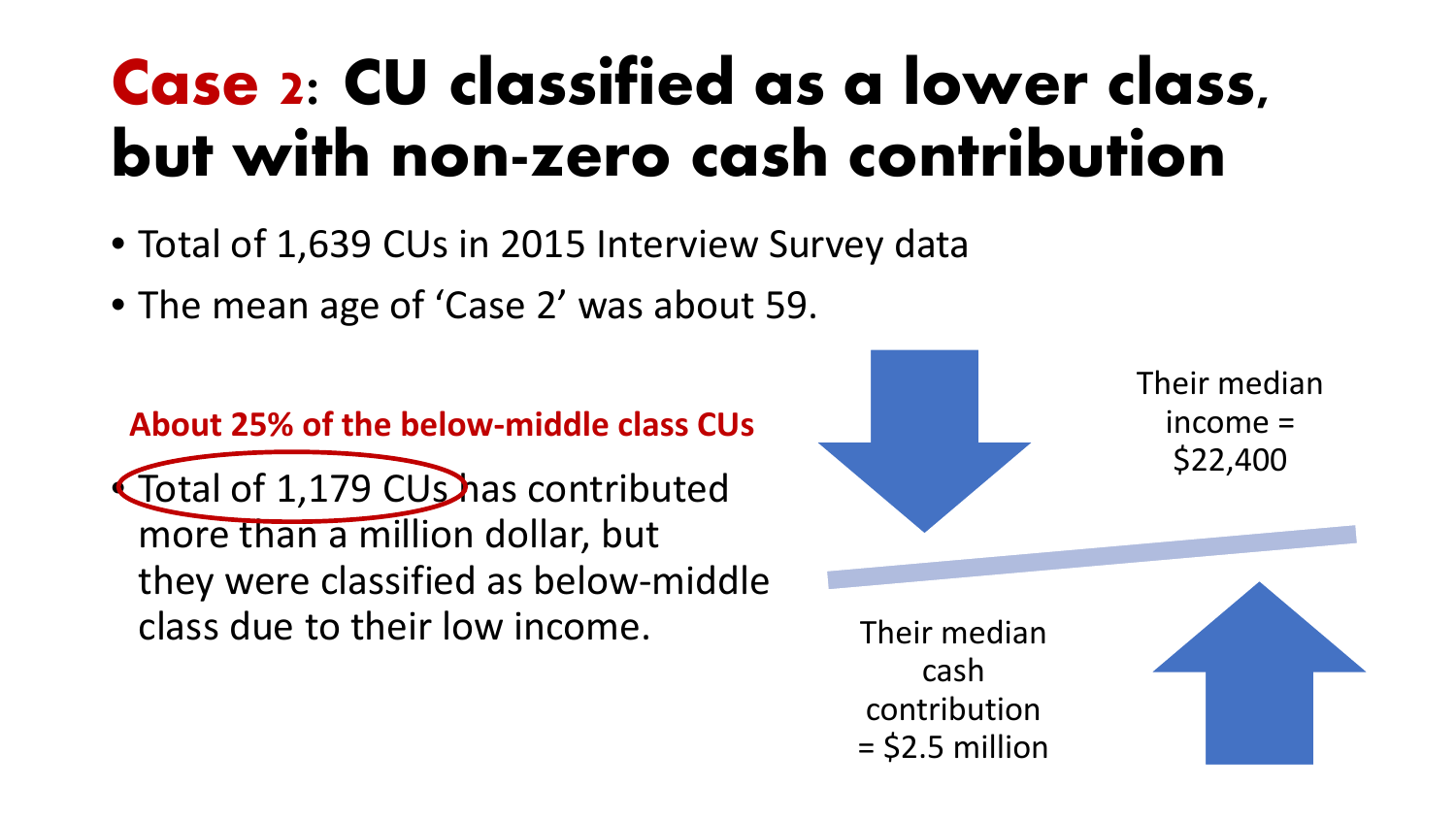# Case 2: CU classified as a lower class, but with non-zero cash contribution

- Total of 1,639 CUs in 2015 Interview Survey data
- The mean age of 'Case 2' was about 59.

**About 25% of the below-middle class CUs**

- Total of 1,179 CUs has contributed more than a million dollar, but they were classified as below-middle class due to their low income.

Their median income = $22,400

Their median cash contribution = $2.5 million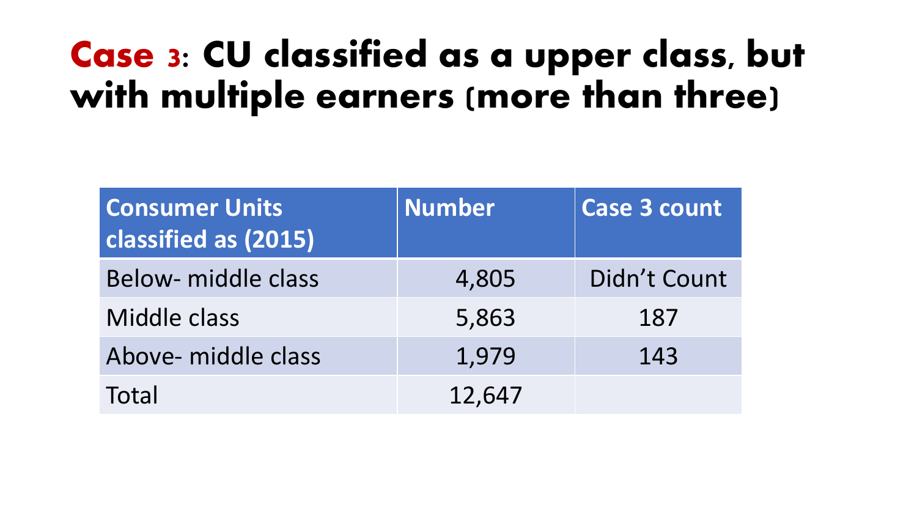# Case 3: CU classified as a upper class, but with multiple earners (more than three)

| Consumer Units classified as (2015) | Number | Case 3 count |
| --- | --- | --- |
| Below- middle class | 4,805 | Didn't Count |
| Middle class | 5,863 | 187 |
| Above- middle class | 1,979 | 143 |
| Total | 12,647 | |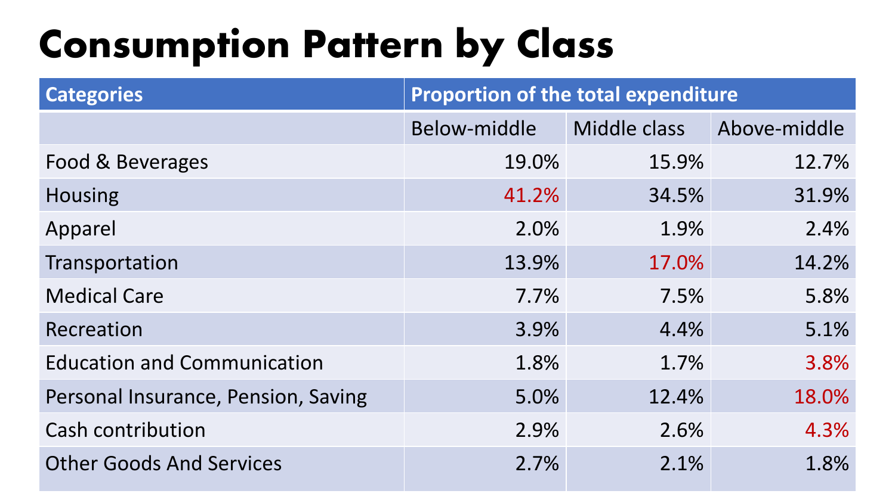# Consumption Pattern by Class

| Categories | Proportion of the total expenditure | | |
|---|---|---|---|
| | Below-middle | Middle class | Above-middle |
| Food & Beverages | 19.0% | 15.9% | 12.7% |
| Housing | 41.2% | 34.5% | 31.9% |
| Apparel | 2.0% | 1.9% | 2.4% |
| Transportation | 13.9% | 17.0% | 14.2% |
| Medical Care | 7.7% | 7.5% | 5.8% |
| Recreation | 3.9% | 4.4% | 5.1% |
| Education and Communication | 1.8% | 1.7% | 3.8% |
| Personal Insurance, Pension, Saving | 5.0% | 12.4% | 18.0% |
| Cash contribution | 2.9% | 2.6% | 4.3% |
| Other Goods And Services | 2.7% | 2.1% | 1.8% |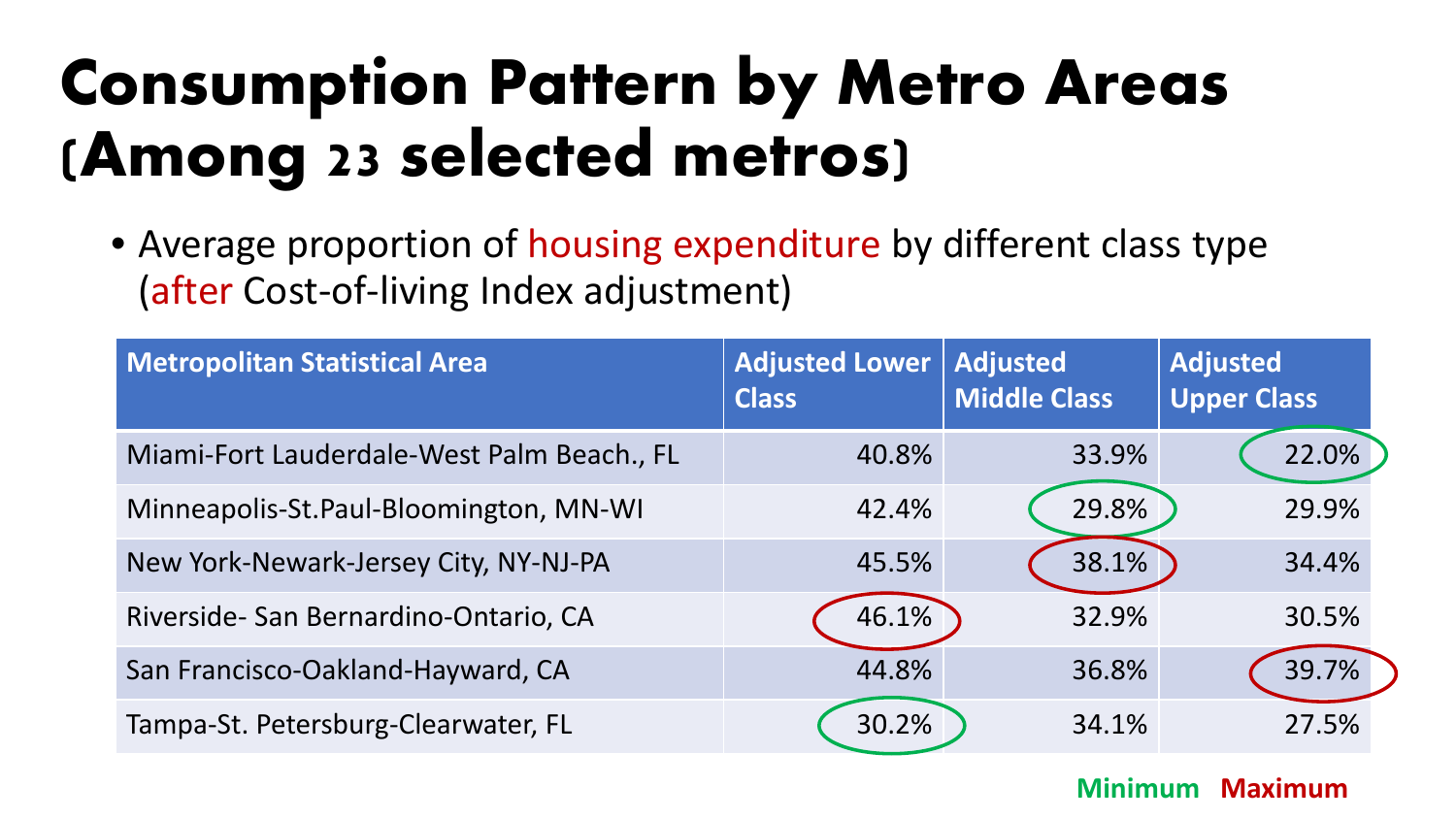# Consumption Pattern by Metro Areas (Among 23 selected metros)

- Average proportion of housing expenditure by different class type (after Cost-of-living Index adjustment)

| Metropolitan Statistical Area | Adjusted Lower Class | Adjusted Middle Class | Adjusted Upper Class |
|---|---|---|---|
| Miami-Fort Lauderdale-West Palm Beach., FL | 40.8% | 33.9% | 22.0% |
| Minneapolis-St.Paul-Bloomington, MN-WI | 42.4% | 29.8% | 29.9% |
| New York-Newark-Jersey City, NY-NJ-PA | 45.5% | 38.1% | 34.4% |
| Riverside- San Bernardino-Ontario, CA | 46.1% | 32.9% | 30.5% |
| San Francisco-Oakland-Hayward, CA | 44.8% | 36.8% | 39.7% |
| Tampa-St. Petersburg-Clearwater, FL | 30.2% | 34.1% | 27.5% |

**Minimum** **Maximum**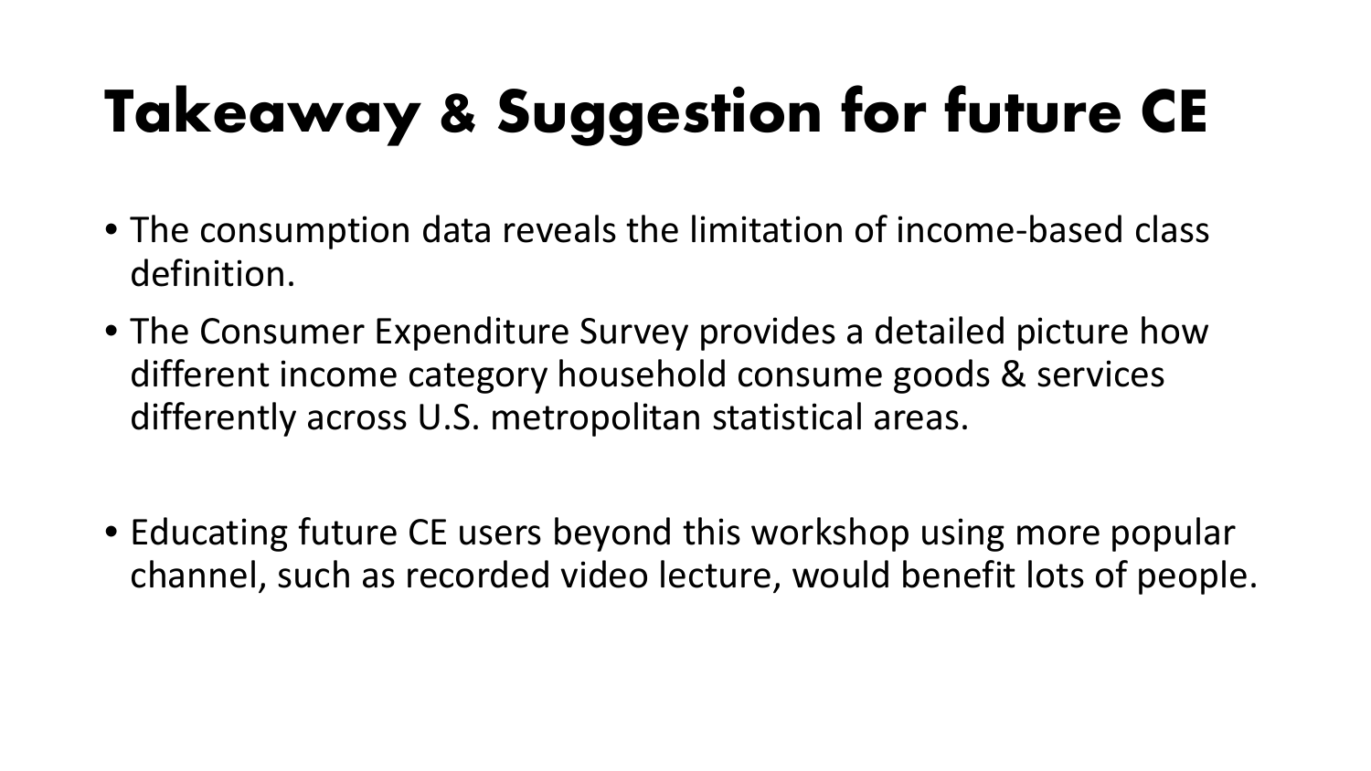# Takeaway & Suggestion for future CE

- The consumption data reveals the limitation of income-based class definition.
- The Consumer Expenditure Survey provides a detailed picture how different income category household consume goods & services differently across U.S. metropolitan statistical areas.

- Educating future CE users beyond this workshop using more popular channel, such as recorded video lecture, would benefit lots of people.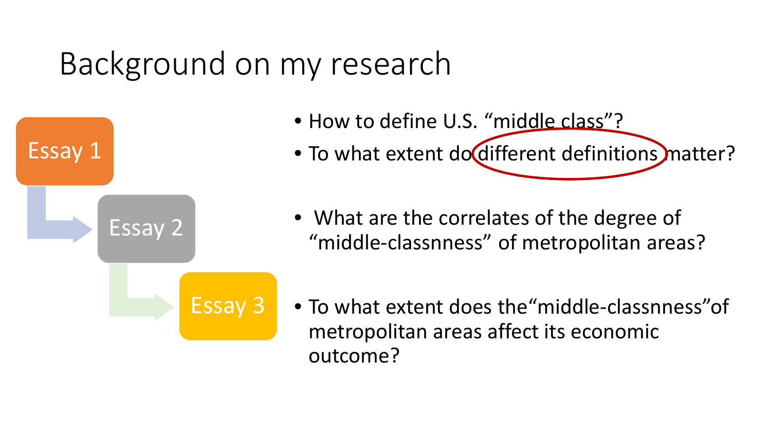# Background on my research

**Essay 1**

- How to define U.S. "middle class"?
- To what extent do different definitions matter?

**Essay 2**

- What are the correlates of the degree of "middle-classness" of metropolitan areas?

**Essay 3**

- To what extent does the"middle-classness"of metropolitan areas affect its economic outcome?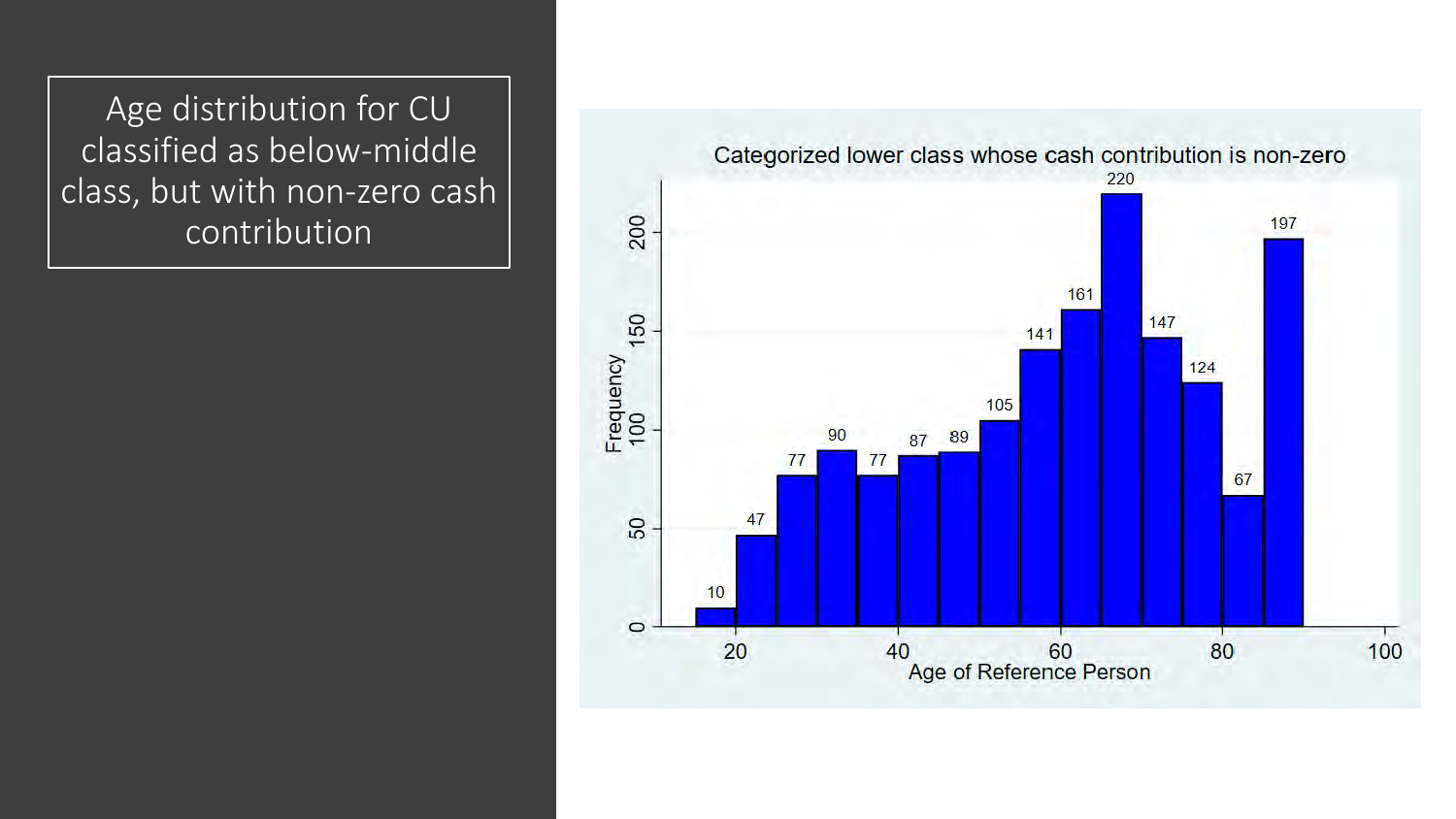# Age distribution for CU classified as below-middle class, but with non-zero cash contribution

Categorized lower class whose cash contribution is non-zero

Frequency

0
50
100
150
200

10
47
77
90
77
87
89
105
141
161
220
147
124
67
197

20
40
60
80
100

Age of Reference Person